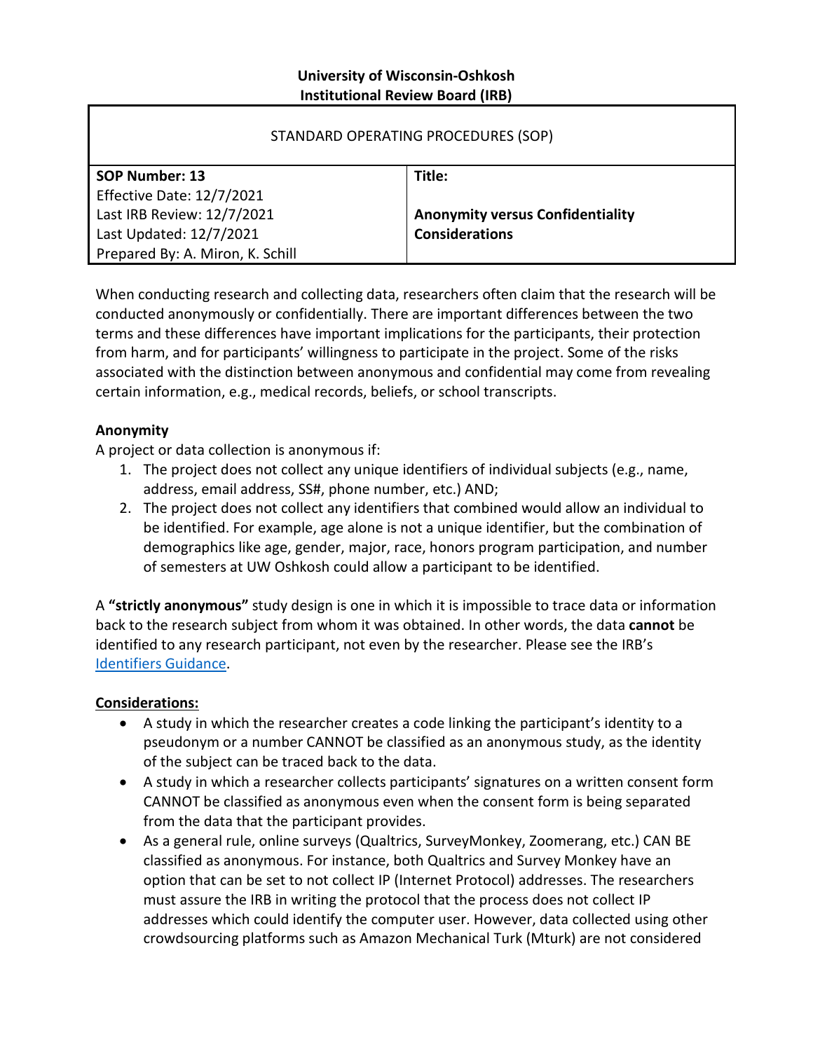**University of Wisconsin-Oshkosh**
**Institutional Review Board (IRB)**

| STANDARD OPERATING PROCEDURES (SOP) | |
|---|---|
| **SOP Number: 13**<br>Effective Date: 12/7/2021<br>Last IRB Review: 12/7/2021<br>Last Updated: 12/7/2021<br>Prepared By: A. Miron, K. Schill | **Title:**<br><br>**Anonymity versus Confidentiality Considerations** |

When conducting research and collecting data, researchers often claim that the research will be conducted anonymously or confidentially. There are important differences between the two terms and these differences have important implications for the participants, their protection from harm, and for participants' willingness to participate in the project. Some of the risks associated with the distinction between anonymous and confidential may come from revealing certain information, e.g., medical records, beliefs, or school transcripts.

**Anonymity**

A project or data collection is anonymous if:

1. The project does not collect any unique identifiers of individual subjects (e.g., name, address, email address, SS#, phone number, etc.) AND;
2. The project does not collect any identifiers that combined would allow an individual to be identified. For example, age alone is not a unique identifier, but the combination of demographics like age, gender, major, race, honors program participation, and number of semesters at UW Oshkosh could allow a participant to be identified.

A **"strictly anonymous"** study design is one in which it is impossible to trace data or information back to the research subject from whom it was obtained. In other words, the data **cannot** be identified to any research participant, not even by the researcher. Please see the IRB's [Identifiers Guidance](Identifiers Guidance).

**Considerations:**

- A study in which the researcher creates a code linking the participant's identity to a pseudonym or a number CANNOT be classified as an anonymous study, as the identity of the subject can be traced back to the data.
- A study in which a researcher collects participants' signatures on a written consent form CANNOT be classified as anonymous even when the consent form is being separated from the data that the participant provides.
- As a general rule, online surveys (Qualtrics, SurveyMonkey, Zoomerang, etc.) CAN BE classified as anonymous. For instance, both Qualtrics and Survey Monkey have an option that can be set to not collect IP (Internet Protocol) addresses. The researchers must assure the IRB in writing the protocol that the process does not collect IP addresses which could identify the computer user. However, data collected using other crowdsourcing platforms such as Amazon Mechanical Turk (Mturk) are not considered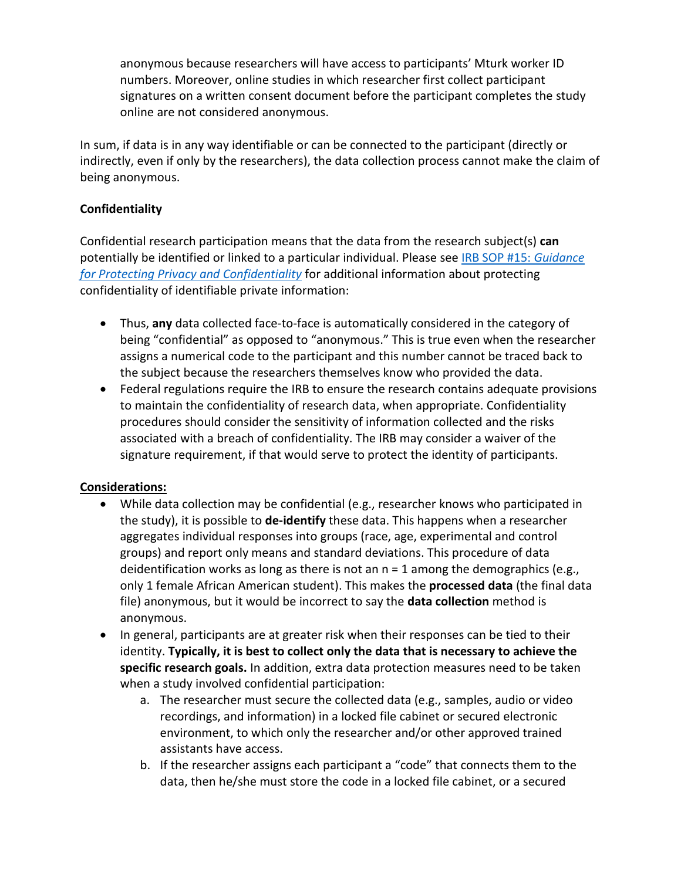anonymous because researchers will have access to participants' Mturk worker ID numbers. Moreover, online studies in which researcher first collect participant signatures on a written consent document before the participant completes the study online are not considered anonymous.

In sum, if data is in any way identifiable or can be connected to the participant (directly or indirectly, even if only by the researchers), the data collection process cannot make the claim of being anonymous.

**Confidentiality**

Confidential research participation means that the data from the research subject(s) **can** potentially be identified or linked to a particular individual. Please see [IRB SOP #15: *Guidance for Protecting Privacy and Confidentiality*]() for additional information about protecting confidentiality of identifiable private information:

- Thus, **any** data collected face-to-face is automatically considered in the category of being "confidential" as opposed to "anonymous." This is true even when the researcher assigns a numerical code to the participant and this number cannot be traced back to the subject because the researchers themselves know who provided the data.
- Federal regulations require the IRB to ensure the research contains adequate provisions to maintain the confidentiality of research data, when appropriate. Confidentiality procedures should consider the sensitivity of information collected and the risks associated with a breach of confidentiality. The IRB may consider a waiver of the signature requirement, if that would serve to protect the identity of participants.

**Considerations:**

- While data collection may be confidential (e.g., researcher knows who participated in the study), it is possible to **de-identify** these data. This happens when a researcher aggregates individual responses into groups (race, age, experimental and control groups) and report only means and standard deviations. This procedure of data deidentification works as long as there is not an n = 1 among the demographics (e.g., only 1 female African American student). This makes the **processed data** (the final data file) anonymous, but it would be incorrect to say the **data collection** method is anonymous.
- In general, participants are at greater risk when their responses can be tied to their identity. **Typically, it is best to collect only the data that is necessary to achieve the specific research goals.** In addition, extra data protection measures need to be taken when a study involved confidential participation:
  a. The researcher must secure the collected data (e.g., samples, audio or video recordings, and information) in a locked file cabinet or secured electronic environment, to which only the researcher and/or other approved trained assistants have access.
  b. If the researcher assigns each participant a "code" that connects them to the data, then he/she must store the code in a locked file cabinet, or a secured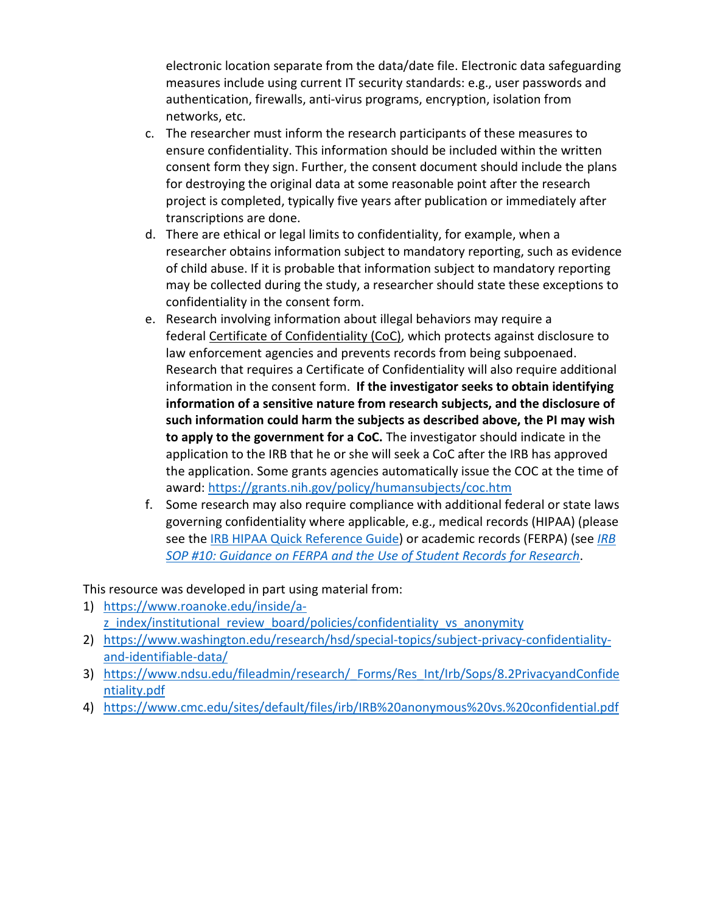electronic location separate from the data/date file. Electronic data safeguarding measures include using current IT security standards: e.g., user passwords and authentication, firewalls, anti-virus programs, encryption, isolation from networks, etc.

c. The researcher must inform the research participants of these measures to ensure confidentiality. This information should be included within the written consent form they sign. Further, the consent document should include the plans for destroying the original data at some reasonable point after the research project is completed, typically five years after publication or immediately after transcriptions are done.
d. There are ethical or legal limits to confidentiality, for example, when a researcher obtains information subject to mandatory reporting, such as evidence of child abuse. If it is probable that information subject to mandatory reporting may be collected during the study, a researcher should state these exceptions to confidentiality in the consent form.
e. Research involving information about illegal behaviors may require a federal Certificate of Confidentiality (CoC), which protects against disclosure to law enforcement agencies and prevents records from being subpoenaed. Research that requires a Certificate of Confidentiality will also require additional information in the consent form. **If the investigator seeks to obtain identifying information of a sensitive nature from research subjects, and the disclosure of such information could harm the subjects as described above, the PI may wish to apply to the government for a CoC.** The investigator should indicate in the application to the IRB that he or she will seek a CoC after the IRB has approved the application. Some grants agencies automatically issue the COC at the time of award: https://grants.nih.gov/policy/humansubjects/coc.htm
f. Some research may also require compliance with additional federal or state laws governing confidentiality where applicable, e.g., medical records (HIPAA) (please see the IRB HIPAA Quick Reference Guide) or academic records (FERPA) (see *IRB SOP #10: Guidance on FERPA and the Use of Student Records for Research*.

This resource was developed in part using material from:

1) https://www.roanoke.edu/inside/a-z_index/institutional_review_board/policies/confidentiality_vs_anonymity
2) https://www.washington.edu/research/hsd/special-topics/subject-privacy-confidentiality-and-identifiable-data/
3) https://www.ndsu.edu/fileadmin/research/_Forms/Res_Int/Irb/Sops/8.2PrivacyandConfidentiality.pdf
4) https://www.cmc.edu/sites/default/files/irb/IRB%20anonymous%20vs.%20confidential.pdf